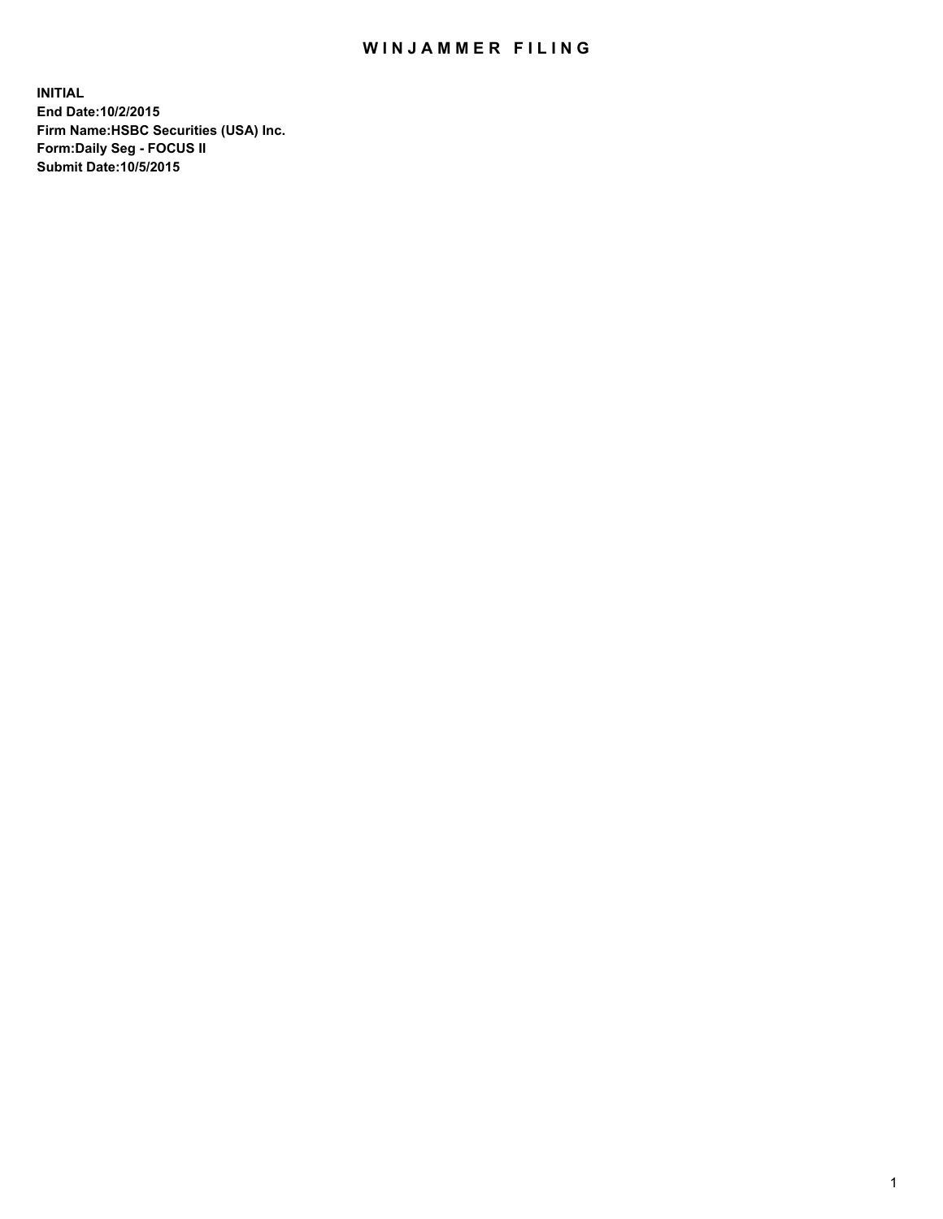# WINJAMMER FILING

**INITIAL**
**End Date:10/2/2015**
**Firm Name:HSBC Securities (USA) Inc.**
**Form:Daily Seg - FOCUS II**
**Submit Date:10/5/2015**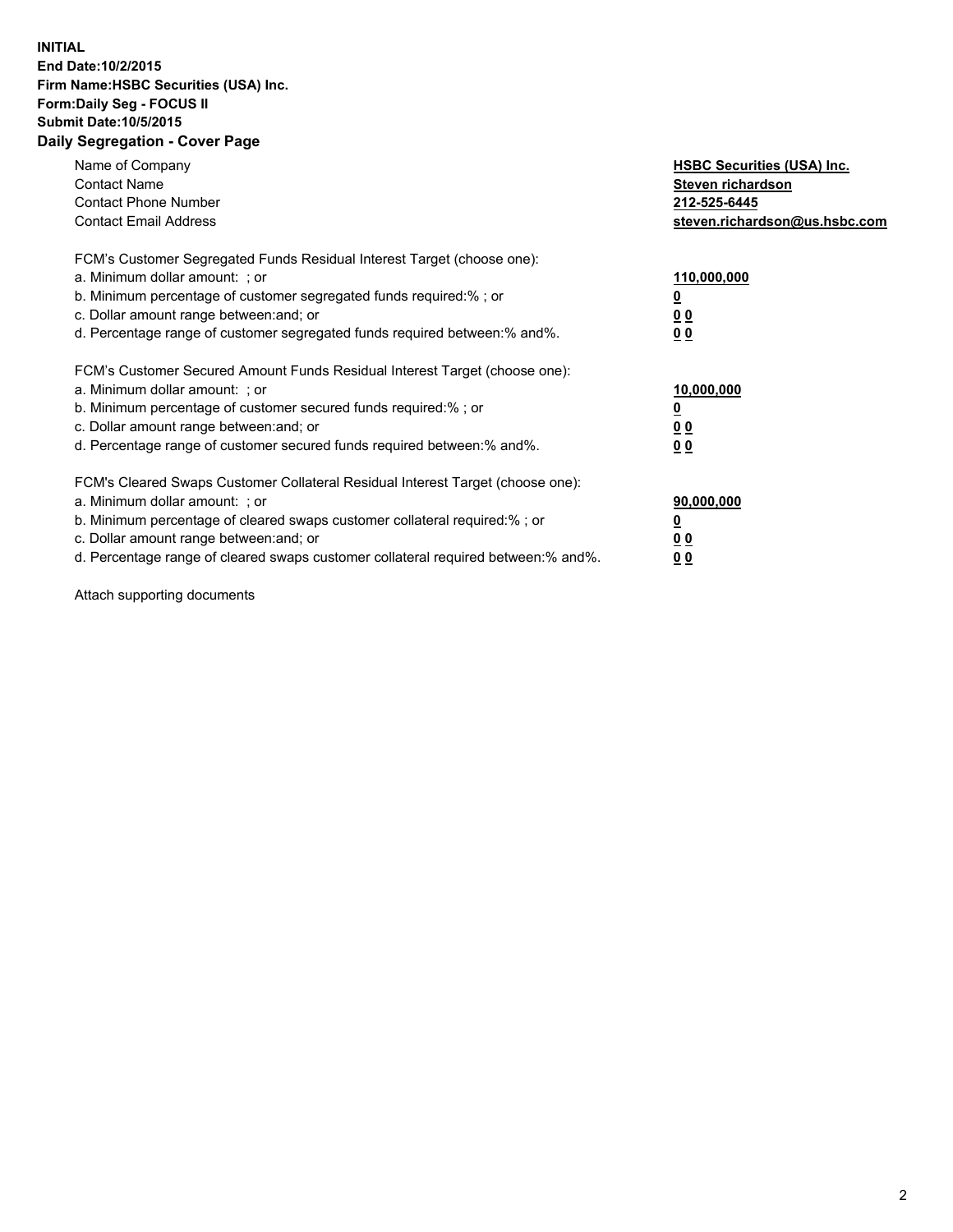**INITIAL**
**End Date:10/2/2015**
**Firm Name:HSBC Securities (USA) Inc.**
**Form:Daily Seg - FOCUS II**
**Submit Date:10/5/2015**

## Daily Segregation - Cover Page

| | |
|---|---|
| Name of Company | **HSBC Securities (USA) Inc.** |
| Contact Name | **Steven richardson** |
| Contact Phone Number | **212-525-6445** |
| Contact Email Address | **steven.richardson@us.hsbc.com** |

FCM's Customer Segregated Funds Residual Interest Target (choose one):

| | |
|---|---|
| a. Minimum dollar amount: ; or | **110,000,000** |
| b. Minimum percentage of customer segregated funds required:% ; or | **0** |
| c. Dollar amount range between:and; or | **0 0** |
| d. Percentage range of customer segregated funds required between:% and%. | **0 0** |

FCM's Customer Secured Amount Funds Residual Interest Target (choose one):

| | |
|---|---|
| a. Minimum dollar amount: ; or | **10,000,000** |
| b. Minimum percentage of customer secured funds required:% ; or | **0** |
| c. Dollar amount range between:and; or | **0 0** |
| d. Percentage range of customer secured funds required between:% and%. | **0 0** |

FCM's Cleared Swaps Customer Collateral Residual Interest Target (choose one):

| | |
|---|---|
| a. Minimum dollar amount: ; or | **90,000,000** |
| b. Minimum percentage of cleared swaps customer collateral required:% ; or | **0** |
| c. Dollar amount range between:and; or | **0 0** |
| d. Percentage range of cleared swaps customer collateral required between:% and%. | **0 0** |

Attach supporting documents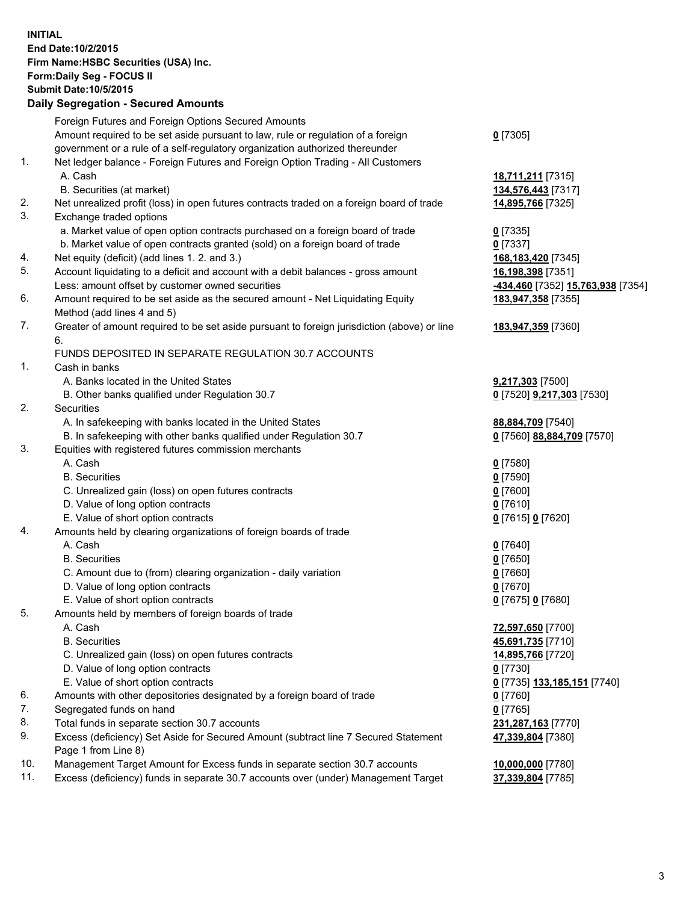**INITIAL**
**End Date:10/2/2015**
**Firm Name:HSBC Securities (USA) Inc.**
**Form:Daily Seg - FOCUS II**
**Submit Date:10/5/2015**

## Daily Segregation - Secured Amounts

| | | |
|---|---|---|
| | Foreign Futures and Foreign Options Secured Amounts | |
| | Amount required to be set aside pursuant to law, rule or regulation of a foreign government or a rule of a self-regulatory organization authorized thereunder | **0** [7305] |
| 1. | Net ledger balance - Foreign Futures and Foreign Option Trading - All Customers | |
| | A. Cash | **18,711,211** [7315] |
| | B. Securities (at market) | **134,576,443** [7317] |
| 2. | Net unrealized profit (loss) in open futures contracts traded on a foreign board of trade | **14,895,766** [7325] |
| 3. | Exchange traded options | |
| | a. Market value of open option contracts purchased on a foreign board of trade | **0** [7335] |
| | b. Market value of open contracts granted (sold) on a foreign board of trade | **0** [7337] |
| 4. | Net equity (deficit) (add lines 1. 2. and 3.) | **168,183,420** [7345] |
| 5. | Account liquidating to a deficit and account with a debit balances - gross amount | **16,198,398** [7351] |
| | Less: amount offset by customer owned securities | **-434,460** [7352] **15,763,938** [7354] |
| 6. | Amount required to be set aside as the secured amount - Net Liquidating Equity Method (add lines 4 and 5) | **183,947,358** [7355] |
| 7. | Greater of amount required to be set aside pursuant to foreign jurisdiction (above) or line 6. | **183,947,359** [7360] |
| | FUNDS DEPOSITED IN SEPARATE REGULATION 30.7 ACCOUNTS | |
| 1. | Cash in banks | |
| | A. Banks located in the United States | **9,217,303** [7500] |
| | B. Other banks qualified under Regulation 30.7 | **0** [7520] **9,217,303** [7530] |
| 2. | Securities | |
| | A. In safekeeping with banks located in the United States | **88,884,709** [7540] |
| | B. In safekeeping with other banks qualified under Regulation 30.7 | **0** [7560] **88,884,709** [7570] |
| 3. | Equities with registered futures commission merchants | |
| | A. Cash | **0** [7580] |
| | B. Securities | **0** [7590] |
| | C. Unrealized gain (loss) on open futures contracts | **0** [7600] |
| | D. Value of long option contracts | **0** [7610] |
| | E. Value of short option contracts | **0** [7615] **0** [7620] |
| 4. | Amounts held by clearing organizations of foreign boards of trade | |
| | A. Cash | **0** [7640] |
| | B. Securities | **0** [7650] |
| | C. Amount due to (from) clearing organization - daily variation | **0** [7660] |
| | D. Value of long option contracts | **0** [7670] |
| | E. Value of short option contracts | **0** [7675] **0** [7680] |
| 5. | Amounts held by members of foreign boards of trade | |
| | A. Cash | **72,597,650** [7700] |
| | B. Securities | **45,691,735** [7710] |
| | C. Unrealized gain (loss) on open futures contracts | **14,895,766** [7720] |
| | D. Value of long option contracts | **0** [7730] |
| | E. Value of short option contracts | **0** [7735] **133,185,151** [7740] |
| 6. | Amounts with other depositories designated by a foreign board of trade | **0** [7760] |
| 7. | Segregated funds on hand | **0** [7765] |
| 8. | Total funds in separate section 30.7 accounts | **231,287,163** [7770] |
| 9. | Excess (deficiency) Set Aside for Secured Amount (subtract line 7 Secured Statement Page 1 from Line 8) | **47,339,804** [7380] |
| 10. | Management Target Amount for Excess funds in separate section 30.7 accounts | **10,000,000** [7780] |
| 11. | Excess (deficiency) funds in separate 30.7 accounts over (under) Management Target | **37,339,804** [7785] |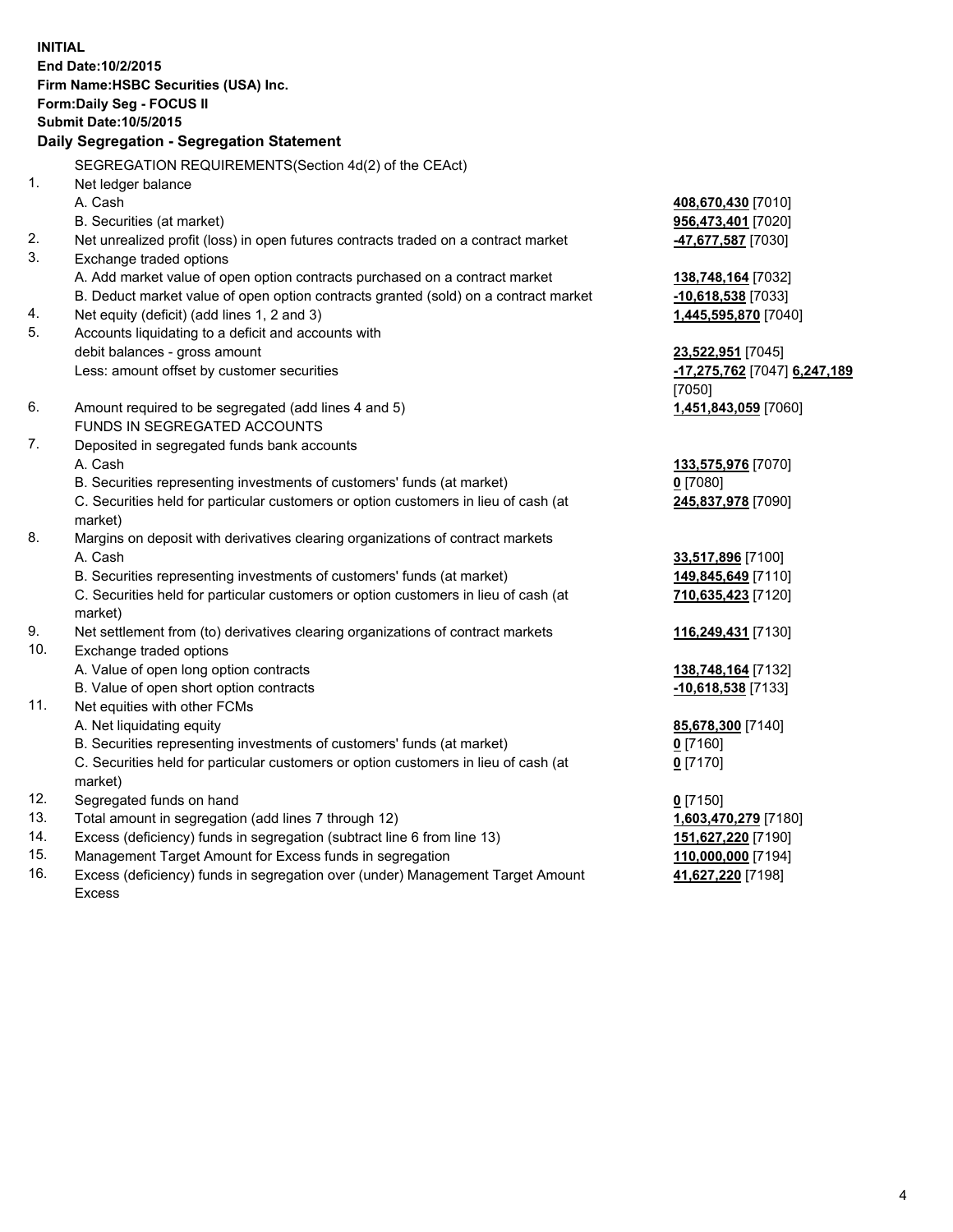**INITIAL**
**End Date:10/2/2015**
**Firm Name:HSBC Securities (USA) Inc.**
**Form:Daily Seg - FOCUS II**
**Submit Date:10/5/2015**

**Daily Segregation - Segregation Statement**

| | | |
|---|---|---|
| | SEGREGATION REQUIREMENTS(Section 4d(2) of the CEAct) | |
| 1. | Net ledger balance | |
| | A. Cash | **408,670,430** [7010] |
| | B. Securities (at market) | **956,473,401** [7020] |
| 2. | Net unrealized profit (loss) in open futures contracts traded on a contract market | **-47,677,587** [7030] |
| 3. | Exchange traded options | |
| | A. Add market value of open option contracts purchased on a contract market | **138,748,164** [7032] |
| | B. Deduct market value of open option contracts granted (sold) on a contract market | **-10,618,538** [7033] |
| 4. | Net equity (deficit) (add lines 1, 2 and 3) | **1,445,595,870** [7040] |
| 5. | Accounts liquidating to a deficit and accounts with debit balances - gross amount | **23,522,951** [7045] |
| | Less: amount offset by customer securities | **-17,275,762** [7047] **6,247,189** [7050] |
| 6. | Amount required to be segregated (add lines 4 and 5) | **1,451,843,059** [7060] |
| | FUNDS IN SEGREGATED ACCOUNTS | |
| 7. | Deposited in segregated funds bank accounts | |
| | A. Cash | **133,575,976** [7070] |
| | B. Securities representing investments of customers' funds (at market) | **0** [7080] |
| | C. Securities held for particular customers or option customers in lieu of cash (at market) | **245,837,978** [7090] |
| 8. | Margins on deposit with derivatives clearing organizations of contract markets | |
| | A. Cash | **33,517,896** [7100] |
| | B. Securities representing investments of customers' funds (at market) | **149,845,649** [7110] |
| | C. Securities held for particular customers or option customers in lieu of cash (at market) | **710,635,423** [7120] |
| 9. | Net settlement from (to) derivatives clearing organizations of contract markets | **116,249,431** [7130] |
| 10. | Exchange traded options | |
| | A. Value of open long option contracts | **138,748,164** [7132] |
| | B. Value of open short option contracts | **-10,618,538** [7133] |
| 11. | Net equities with other FCMs | |
| | A. Net liquidating equity | **85,678,300** [7140] |
| | B. Securities representing investments of customers' funds (at market) | **0** [7160] |
| | C. Securities held for particular customers or option customers in lieu of cash (at market) | **0** [7170] |
| 12. | Segregated funds on hand | **0** [7150] |
| 13. | Total amount in segregation (add lines 7 through 12) | **1,603,470,279** [7180] |
| 14. | Excess (deficiency) funds in segregation (subtract line 6 from line 13) | **151,627,220** [7190] |
| 15. | Management Target Amount for Excess funds in segregation | **110,000,000** [7194] |
| 16. | Excess (deficiency) funds in segregation over (under) Management Target Amount Excess | **41,627,220** [7198] |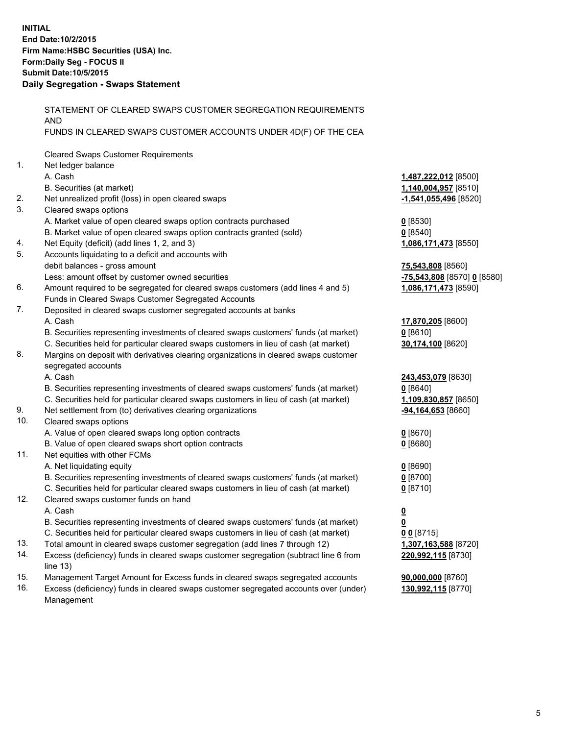**INITIAL**
**End Date:10/2/2015**
**Firm Name:HSBC Securities (USA) Inc.**
**Form:Daily Seg - FOCUS II**
**Submit Date:10/5/2015**
**Daily Segregation - Swaps Statement**

STATEMENT OF CLEARED SWAPS CUSTOMER SEGREGATION REQUIREMENTS AND FUNDS IN CLEARED SWAPS CUSTOMER ACCOUNTS UNDER 4D(F) OF THE CEA

| | | |
|---|---|---|
| | Cleared Swaps Customer Requirements | |
| 1. | Net ledger balance | |
| | A. Cash | **1,487,222,012** [8500] |
| | B. Securities (at market) | **1,140,004,957** [8510] |
| 2. | Net unrealized profit (loss) in open cleared swaps | **-1,541,055,496** [8520] |
| 3. | Cleared swaps options | |
| | A. Market value of open cleared swaps option contracts purchased | **0** [8530] |
| | B. Market value of open cleared swaps option contracts granted (sold) | **0** [8540] |
| 4. | Net Equity (deficit) (add lines 1, 2, and 3) | **1,086,171,473** [8550] |
| 5. | Accounts liquidating to a deficit and accounts with debit balances - gross amount | **75,543,808** [8560] |
| | Less: amount offset by customer owned securities | **-75,543,808** [8570] **0** [8580] |
| 6. | Amount required to be segregated for cleared swaps customers (add lines 4 and 5) | **1,086,171,473** [8590] |
| | Funds in Cleared Swaps Customer Segregated Accounts | |
| 7. | Deposited in cleared swaps customer segregated accounts at banks | |
| | A. Cash | **17,870,205** [8600] |
| | B. Securities representing investments of cleared swaps customers' funds (at market) | **0** [8610] |
| | C. Securities held for particular cleared swaps customers in lieu of cash (at market) | **30,174,100** [8620] |
| 8. | Margins on deposit with derivatives clearing organizations in cleared swaps customer segregated accounts | |
| | A. Cash | **243,453,079** [8630] |
| | B. Securities representing investments of cleared swaps customers' funds (at market) | **0** [8640] |
| | C. Securities held for particular cleared swaps customers in lieu of cash (at market) | **1,109,830,857** [8650] |
| 9. | Net settlement from (to) derivatives clearing organizations | **-94,164,653** [8660] |
| 10. | Cleared swaps options | |
| | A. Value of open cleared swaps long option contracts | **0** [8670] |
| | B. Value of open cleared swaps short option contracts | **0** [8680] |
| 11. | Net equities with other FCMs | |
| | A. Net liquidating equity | **0** [8690] |
| | B. Securities representing investments of cleared swaps customers' funds (at market) | **0** [8700] |
| | C. Securities held for particular cleared swaps customers in lieu of cash (at market) | **0** [8710] |
| 12. | Cleared swaps customer funds on hand | |
| | A. Cash | **0** |
| | B. Securities representing investments of cleared swaps customers' funds (at market) | **0** |
| | C. Securities held for particular cleared swaps customers in lieu of cash (at market) | **0** **0** [8715] |
| 13. | Total amount in cleared swaps customer segregation (add lines 7 through 12) | **1,307,163,588** [8720] |
| 14. | Excess (deficiency) funds in cleared swaps customer segregation (subtract line 6 from line 13) | **220,992,115** [8730] |
| 15. | Management Target Amount for Excess funds in cleared swaps segregated accounts | **90,000,000** [8760] |
| 16. | Excess (deficiency) funds in cleared swaps customer segregated accounts over (under) Management | **130,992,115** [8770] |